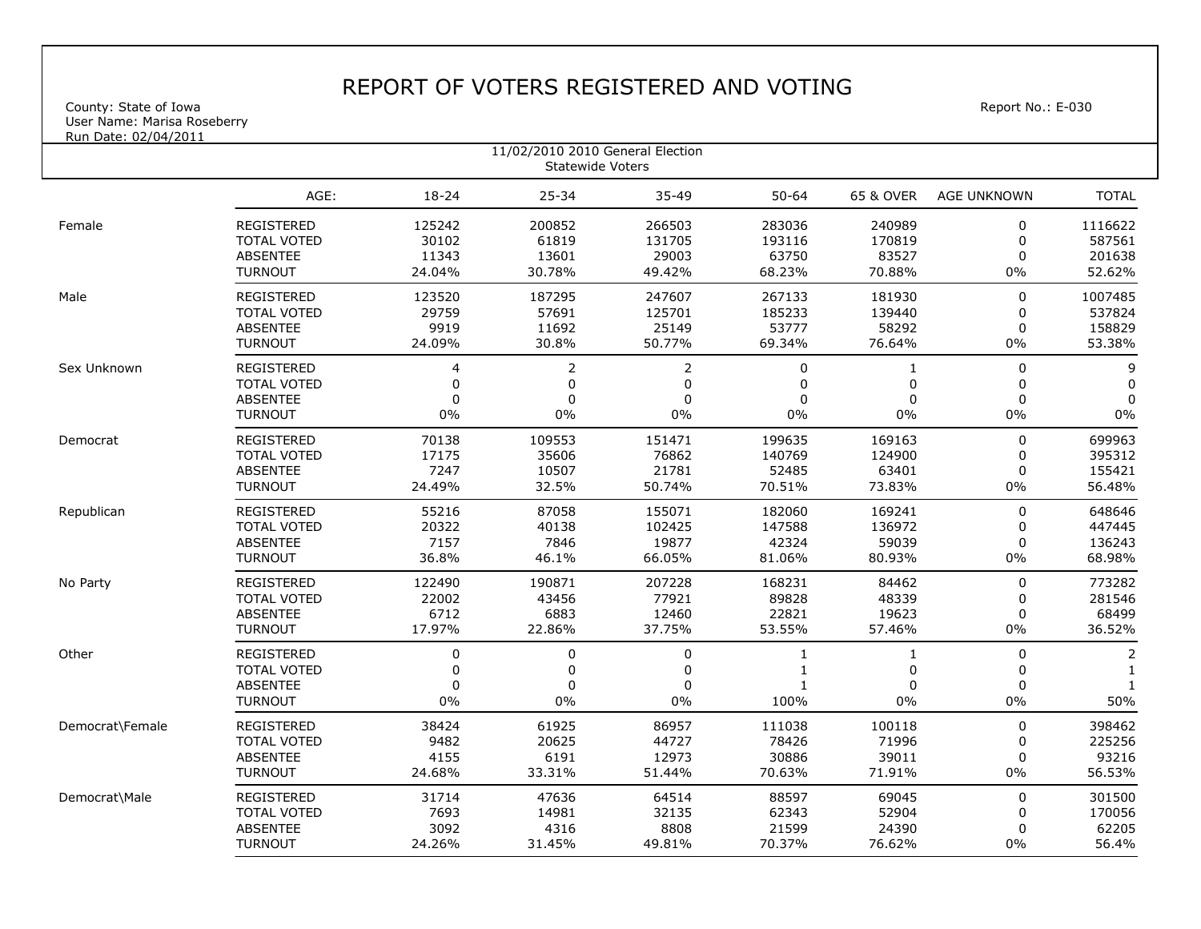# REPORT OF VOTERS REGISTERED AND VOTING

County: State of Iowa
User Name: Marisa Roseberry
Run Date: 02/04/2011

Report No.: E-030

11/02/2010 2010 General Election
Statewide Voters

| | AGE: | 18-24 | 25-34 | 35-49 | 50-64 | 65 & OVER | AGE UNKNOWN | TOTAL |
|---|---|---|---|---|---|---|---|---|
| Female | REGISTERED | 125242 | 200852 | 266503 | 283036 | 240989 | 0 | 1116622 |
| | TOTAL VOTED | 30102 | 61819 | 131705 | 193116 | 170819 | 0 | 587561 |
| | ABSENTEE | 11343 | 13601 | 29003 | 63750 | 83527 | 0 | 201638 |
| | TURNOUT | 24.04% | 30.78% | 49.42% | 68.23% | 70.88% | 0% | 52.62% |
| Male | REGISTERED | 123520 | 187295 | 247607 | 267133 | 181930 | 0 | 1007485 |
| | TOTAL VOTED | 29759 | 57691 | 125701 | 185233 | 139440 | 0 | 537824 |
| | ABSENTEE | 9919 | 11692 | 25149 | 53777 | 58292 | 0 | 158829 |
| | TURNOUT | 24.09% | 30.8% | 50.77% | 69.34% | 76.64% | 0% | 53.38% |
| Sex Unknown | REGISTERED | 4 | 2 | 2 | 0 | 1 | 0 | 9 |
| | TOTAL VOTED | 0 | 0 | 0 | 0 | 0 | 0 | 0 |
| | ABSENTEE | 0 | 0 | 0 | 0 | 0 | 0 | 0 |
| | TURNOUT | 0% | 0% | 0% | 0% | 0% | 0% | 0% |
| Democrat | REGISTERED | 70138 | 109553 | 151471 | 199635 | 169163 | 0 | 699963 |
| | TOTAL VOTED | 17175 | 35606 | 76862 | 140769 | 124900 | 0 | 395312 |
| | ABSENTEE | 7247 | 10507 | 21781 | 52485 | 63401 | 0 | 155421 |
| | TURNOUT | 24.49% | 32.5% | 50.74% | 70.51% | 73.83% | 0% | 56.48% |
| Republican | REGISTERED | 55216 | 87058 | 155071 | 182060 | 169241 | 0 | 648646 |
| | TOTAL VOTED | 20322 | 40138 | 102425 | 147588 | 136972 | 0 | 447445 |
| | ABSENTEE | 7157 | 7846 | 19877 | 42324 | 59039 | 0 | 136243 |
| | TURNOUT | 36.8% | 46.1% | 66.05% | 81.06% | 80.93% | 0% | 68.98% |
| No Party | REGISTERED | 122490 | 190871 | 207228 | 168231 | 84462 | 0 | 773282 |
| | TOTAL VOTED | 22002 | 43456 | 77921 | 89828 | 48339 | 0 | 281546 |
| | ABSENTEE | 6712 | 6883 | 12460 | 22821 | 19623 | 0 | 68499 |
| | TURNOUT | 17.97% | 22.86% | 37.75% | 53.55% | 57.46% | 0% | 36.52% |
| Other | REGISTERED | 0 | 0 | 0 | 1 | 1 | 0 | 2 |
| | TOTAL VOTED | 0 | 0 | 0 | 1 | 0 | 0 | 1 |
| | ABSENTEE | 0 | 0 | 0 | 1 | 0 | 0 | 1 |
| | TURNOUT | 0% | 0% | 0% | 100% | 0% | 0% | 50% |
| Democrat\Female | REGISTERED | 38424 | 61925 | 86957 | 111038 | 100118 | 0 | 398462 |
| | TOTAL VOTED | 9482 | 20625 | 44727 | 78426 | 71996 | 0 | 225256 |
| | ABSENTEE | 4155 | 6191 | 12973 | 30886 | 39011 | 0 | 93216 |
| | TURNOUT | 24.68% | 33.31% | 51.44% | 70.63% | 71.91% | 0% | 56.53% |
| Democrat\Male | REGISTERED | 31714 | 47636 | 64514 | 88597 | 69045 | 0 | 301500 |
| | TOTAL VOTED | 7693 | 14981 | 32135 | 62343 | 52904 | 0 | 170056 |
| | ABSENTEE | 3092 | 4316 | 8808 | 21599 | 24390 | 0 | 62205 |
| | TURNOUT | 24.26% | 31.45% | 49.81% | 70.37% | 76.62% | 0% | 56.4% |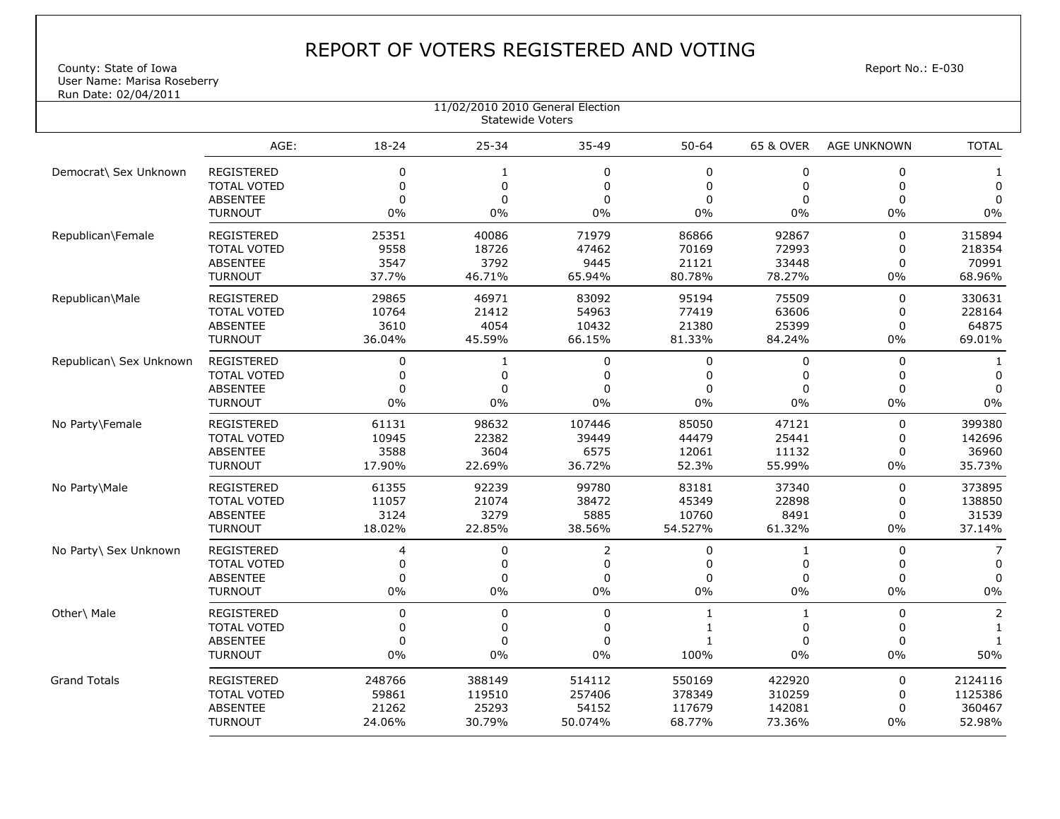# REPORT OF VOTERS REGISTERED AND VOTING

County: State of Iowa
User Name: Marisa Roseberry
Run Date: 02/04/2011

Report No.: E-030

11/02/2010 2010 General Election
Statewide Voters

| | AGE: | 18-24 | 25-34 | 35-49 | 50-64 | 65 & OVER | AGE UNKNOWN | TOTAL |
|---|---|---|---|---|---|---|---|---|
| Democrat\ Sex Unknown | REGISTERED | 0 | 1 | 0 | 0 | 0 | 0 | 1 |
| | TOTAL VOTED | 0 | 0 | 0 | 0 | 0 | 0 | 0 |
| | ABSENTEE | 0 | 0 | 0 | 0 | 0 | 0 | 0 |
| | TURNOUT | 0% | 0% | 0% | 0% | 0% | 0% | 0% |
| Republican\Female | REGISTERED | 25351 | 40086 | 71979 | 86866 | 92867 | 0 | 315894 |
| | TOTAL VOTED | 9558 | 18726 | 47462 | 70169 | 72993 | 0 | 218354 |
| | ABSENTEE | 3547 | 3792 | 9445 | 21121 | 33448 | 0 | 70991 |
| | TURNOUT | 37.7% | 46.71% | 65.94% | 80.78% | 78.27% | 0% | 68.96% |
| Republican\Male | REGISTERED | 29865 | 46971 | 83092 | 95194 | 75509 | 0 | 330631 |
| | TOTAL VOTED | 10764 | 21412 | 54963 | 77419 | 63606 | 0 | 228164 |
| | ABSENTEE | 3610 | 4054 | 10432 | 21380 | 25399 | 0 | 64875 |
| | TURNOUT | 36.04% | 45.59% | 66.15% | 81.33% | 84.24% | 0% | 69.01% |
| Republican\ Sex Unknown | REGISTERED | 0 | 1 | 0 | 0 | 0 | 0 | 1 |
| | TOTAL VOTED | 0 | 0 | 0 | 0 | 0 | 0 | 0 |
| | ABSENTEE | 0 | 0 | 0 | 0 | 0 | 0 | 0 |
| | TURNOUT | 0% | 0% | 0% | 0% | 0% | 0% | 0% |
| No Party\Female | REGISTERED | 61131 | 98632 | 107446 | 85050 | 47121 | 0 | 399380 |
| | TOTAL VOTED | 10945 | 22382 | 39449 | 44479 | 25441 | 0 | 142696 |
| | ABSENTEE | 3588 | 3604 | 6575 | 12061 | 11132 | 0 | 36960 |
| | TURNOUT | 17.90% | 22.69% | 36.72% | 52.3% | 55.99% | 0% | 35.73% |
| No Party\Male | REGISTERED | 61355 | 92239 | 99780 | 83181 | 37340 | 0 | 373895 |
| | TOTAL VOTED | 11057 | 21074 | 38472 | 45349 | 22898 | 0 | 138850 |
| | ABSENTEE | 3124 | 3279 | 5885 | 10760 | 8491 | 0 | 31539 |
| | TURNOUT | 18.02% | 22.85% | 38.56% | 54.527% | 61.32% | 0% | 37.14% |
| No Party\ Sex Unknown | REGISTERED | 4 | 0 | 2 | 0 | 1 | 0 | 7 |
| | TOTAL VOTED | 0 | 0 | 0 | 0 | 0 | 0 | 0 |
| | ABSENTEE | 0 | 0 | 0 | 0 | 0 | 0 | 0 |
| | TURNOUT | 0% | 0% | 0% | 0% | 0% | 0% | 0% |
| Other\ Male | REGISTERED | 0 | 0 | 0 | 1 | 1 | 0 | 2 |
| | TOTAL VOTED | 0 | 0 | 0 | 1 | 0 | 0 | 1 |
| | ABSENTEE | 0 | 0 | 0 | 1 | 0 | 0 | 1 |
| | TURNOUT | 0% | 0% | 0% | 100% | 0% | 0% | 50% |
| Grand Totals | REGISTERED | 248766 | 388149 | 514112 | 550169 | 422920 | 0 | 2124116 |
| | TOTAL VOTED | 59861 | 119510 | 257406 | 378349 | 310259 | 0 | 1125386 |
| | ABSENTEE | 21262 | 25293 | 54152 | 117679 | 142081 | 0 | 360467 |
| | TURNOUT | 24.06% | 30.79% | 50.074% | 68.77% | 73.36% | 0% | 52.98% |